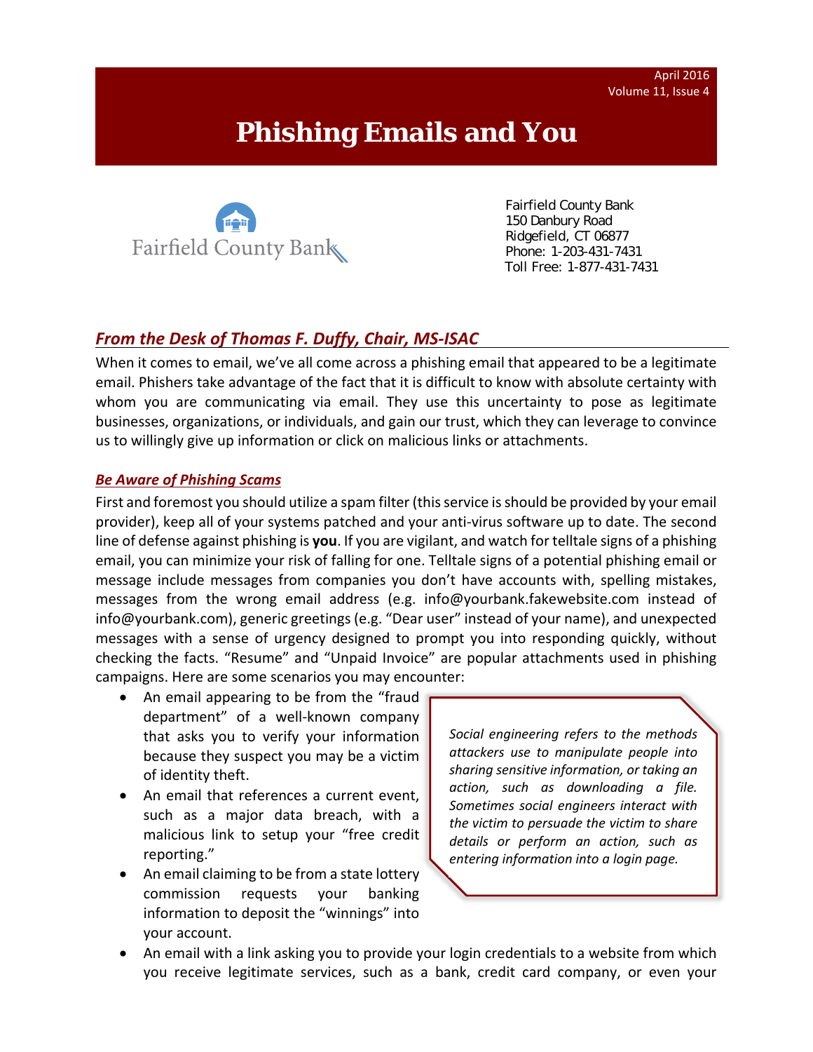April 2016
Volume 11, Issue 4

# Phishing Emails and You

Fairfield County Bank

Fairfield County Bank
150 Danbury Road
Ridgefield, CT 06877
Phone: 1-203-431-7431
Toll Free: 1-877-431-7431

## *From the Desk of Thomas F. Duffy, Chair, MS-ISAC*

When it comes to email, we've all come across a phishing email that appeared to be a legitimate email. Phishers take advantage of the fact that it is difficult to know with absolute certainty with whom you are communicating via email. They use this uncertainty to pose as legitimate businesses, organizations, or individuals, and gain our trust, which they can leverage to convince us to willingly give up information or click on malicious links or attachments.

### *Be Aware of Phishing Scams*

First and foremost you should utilize a spam filter (this service is should be provided by your email provider), keep all of your systems patched and your anti-virus software up to date. The second line of defense against phishing is **you**. If you are vigilant, and watch for telltale signs of a phishing email, you can minimize your risk of falling for one. Telltale signs of a potential phishing email or message include messages from companies you don't have accounts with, spelling mistakes, messages from the wrong email address (e.g. info@yourbank.fakewebsite.com instead of info@yourbank.com), generic greetings (e.g. "Dear user" instead of your name), and unexpected messages with a sense of urgency designed to prompt you into responding quickly, without checking the facts. "Resume" and "Unpaid Invoice" are popular attachments used in phishing campaigns. Here are some scenarios you may encounter:

- An email appearing to be from the "fraud department" of a well-known company that asks you to verify your information because they suspect you may be a victim of identity theft.
- An email that references a current event, such as a major data breach, with a malicious link to setup your "free credit reporting."
- An email claiming to be from a state lottery commission requests your banking information to deposit the "winnings" into your account.
- An email with a link asking you to provide your login credentials to a website from which you receive legitimate services, such as a bank, credit card company, or even your

*Social engineering refers to the methods attackers use to manipulate people into sharing sensitive information, or taking an action, such as downloading a file. Sometimes social engineers interact with the victim to persuade the victim to share details or perform an action, such as entering information into a login page.*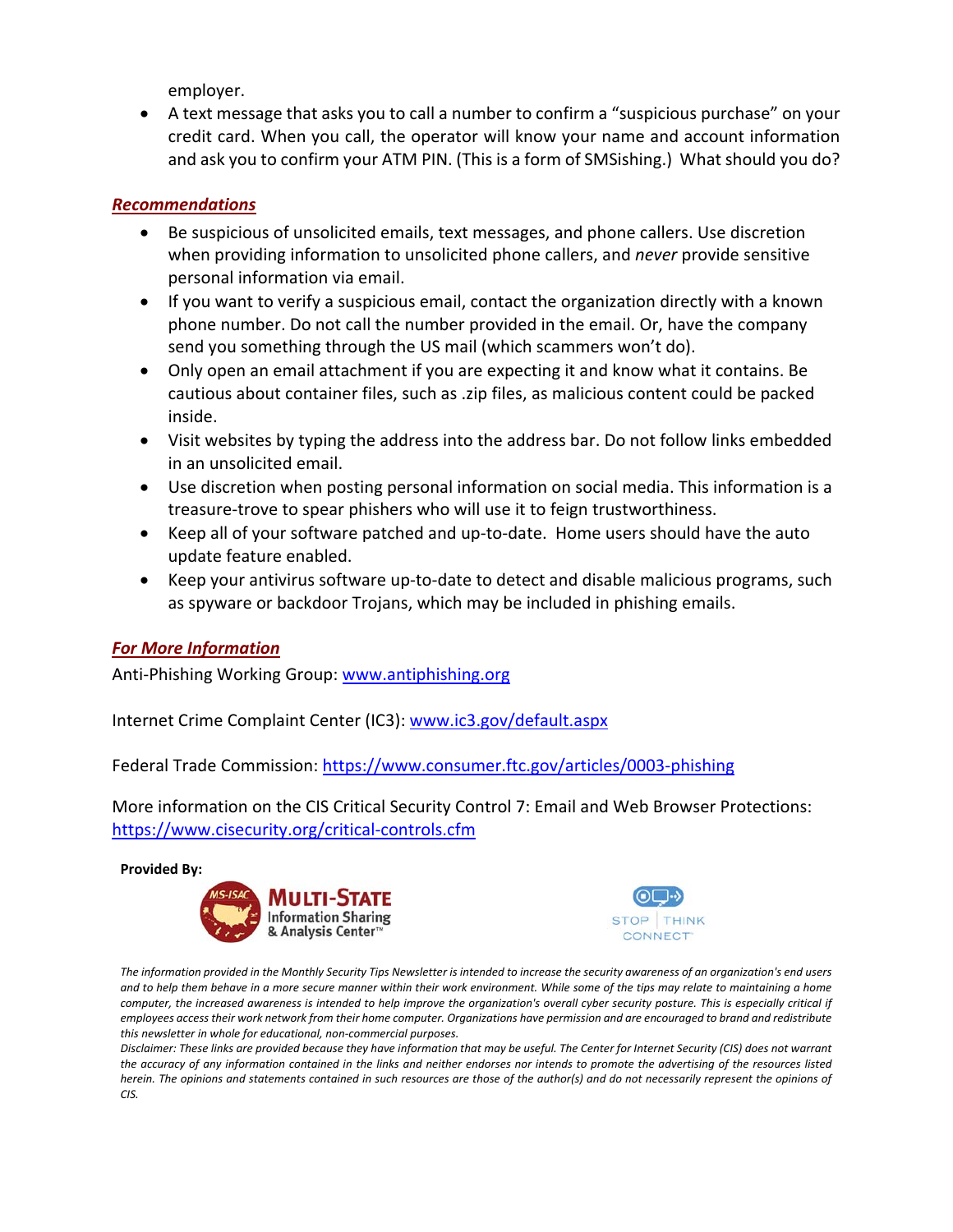employer.

- A text message that asks you to call a number to confirm a "suspicious purchase" on your credit card. When you call, the operator will know your name and account information and ask you to confirm your ATM PIN. (This is a form of SMSishing.) What should you do?

## ***Recommendations***

- Be suspicious of unsolicited emails, text messages, and phone callers. Use discretion when providing information to unsolicited phone callers, and *never* provide sensitive personal information via email.
- If you want to verify a suspicious email, contact the organization directly with a known phone number. Do not call the number provided in the email. Or, have the company send you something through the US mail (which scammers won't do).
- Only open an email attachment if you are expecting it and know what it contains. Be cautious about container files, such as .zip files, as malicious content could be packed inside.
- Visit websites by typing the address into the address bar. Do not follow links embedded in an unsolicited email.
- Use discretion when posting personal information on social media. This information is a treasure-trove to spear phishers who will use it to feign trustworthiness.
- Keep all of your software patched and up-to-date. Home users should have the auto update feature enabled.
- Keep your antivirus software up-to-date to detect and disable malicious programs, such as spyware or backdoor Trojans, which may be included in phishing emails.

## ***For More Information***

Anti-Phishing Working Group: www.antiphishing.org

Internet Crime Complaint Center (IC3): www.ic3.gov/default.aspx

Federal Trade Commission: https://www.consumer.ftc.gov/articles/0003-phishing

More information on the CIS Critical Security Control 7: Email and Web Browser Protections: https://www.cisecurity.org/critical-controls.cfm

**Provided By:**

MS-ISAC Multi-State Information Sharing & Analysis Center™

STOP | THINK CONNECT™

*The information provided in the Monthly Security Tips Newsletter is intended to increase the security awareness of an organization's end users and to help them behave in a more secure manner within their work environment. While some of the tips may relate to maintaining a home computer, the increased awareness is intended to help improve the organization's overall cyber security posture. This is especially critical if employees access their work network from their home computer. Organizations have permission and are encouraged to brand and redistribute this newsletter in whole for educational, non-commercial purposes.*

*Disclaimer: These links are provided because they have information that may be useful. The Center for Internet Security (CIS) does not warrant the accuracy of any information contained in the links and neither endorses nor intends to promote the advertising of the resources listed herein. The opinions and statements contained in such resources are those of the author(s) and do not necessarily represent the opinions of CIS.*